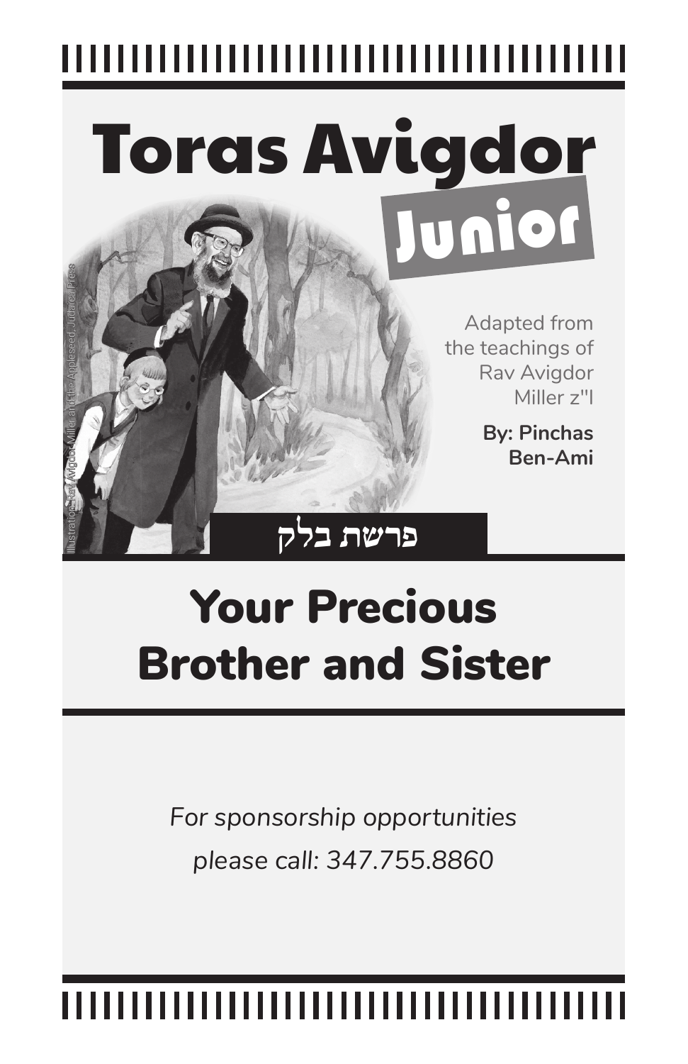# Toras Avigdor

## Junior

Adapted from the teachings of Rav Avigdor Miller z"l

**By: Pinchas Ben-Ami**

Illustration: Rav Avigdor Miller and the Appleseed, Judaica Press

## פרשת בלק

# Your Precious Brother and Sister

*For sponsorship opportunities please call: 347.755.8860*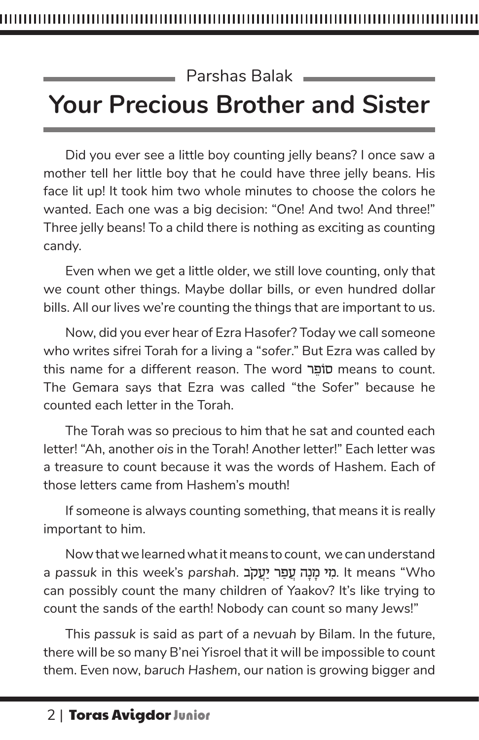Parshas Balak

# Your Precious Brother and Sister

Did you ever see a little boy counting jelly beans? I once saw a mother tell her little boy that he could have three jelly beans. His face lit up! It took him two whole minutes to choose the colors he wanted. Each one was a big decision: "One! And two! And three!" Three jelly beans! To a child there is nothing as exciting as counting candy.

Even when we get a little older, we still love counting, only that we count other things. Maybe dollar bills, or even hundred dollar bills. All our lives we're counting the things that are important to us.

Now, did you ever hear of Ezra Hasofer? Today we call someone who writes sifrei Torah for a living a "*sofer*." But Ezra was called by this name for a different reason. The word סוֹפֵר means to count. The Gemara says that Ezra was called "the Sofer" because he counted each letter in the Torah.

The Torah was so precious to him that he sat and counted each letter! "Ah, another *ois* in the Torah! Another letter!" Each letter was a treasure to count because it was the words of Hashem. Each of those letters came from Hashem's mouth!

If someone is always counting something, that means it is really important to him.

Now that we learned what it means to count, we can understand a *passuk* in this week's *parshah*. מִי מָנָה עֲפַר יַעֲקֹב. It means "Who can possibly count the many children of Yaakov? It's like trying to count the sands of the earth! Nobody can count so many Jews!"

This *passuk* is said as part of a *nevuah* by Bilam. In the future, there will be so many B'nei Yisroel that it will be impossible to count them. Even now, *baruch Hashem*, our nation is growing bigger and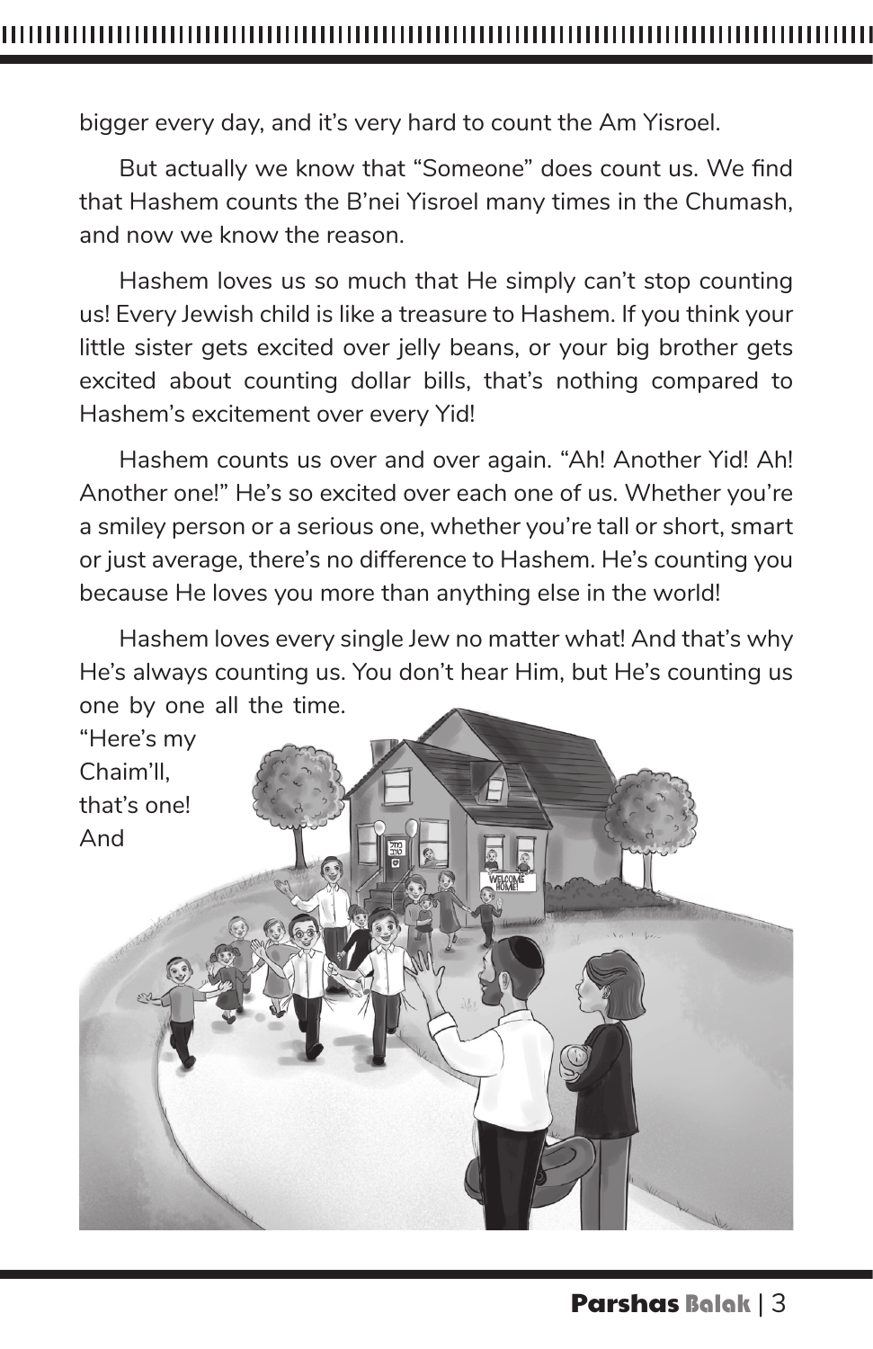bigger every day, and it's very hard to count the Am Yisroel.

But actually we know that "Someone" does count us. We find that Hashem counts the B'nei Yisroel many times in the Chumash, and now we know the reason.

Hashem loves us so much that He simply can't stop counting us! Every Jewish child is like a treasure to Hashem. If you think your little sister gets excited over jelly beans, or your big brother gets excited about counting dollar bills, that's nothing compared to Hashem's excitement over every Yid!

Hashem counts us over and over again. "Ah! Another Yid! Ah! Another one!" He's so excited over each one of us. Whether you're a smiley person or a serious one, whether you're tall or short, smart or just average, there's no difference to Hashem. He's counting you because He loves you more than anything else in the world!

Hashem loves every single Jew no matter what! And that's why He's always counting us. You don't hear Him, but He's counting us one by one all the time. "Here's my Chaim'll, that's one! And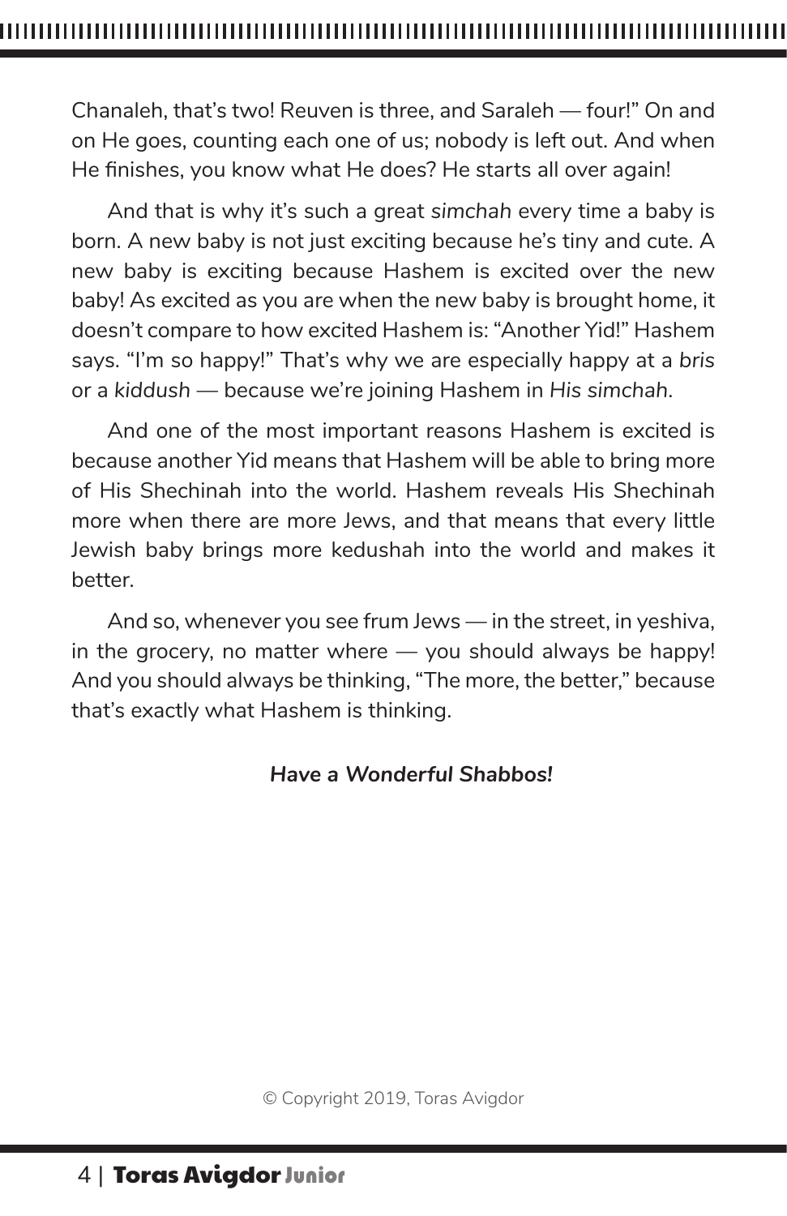Chanaleh, that's two! Reuven is three, and Saraleh — four!" On and on He goes, counting each one of us; nobody is left out. And when He finishes, you know what He does? He starts all over again!

And that is why it's such a great *simchah* every time a baby is born. A new baby is not just exciting because he's tiny and cute. A new baby is exciting because Hashem is excited over the new baby! As excited as you are when the new baby is brought home, it doesn't compare to how excited Hashem is: "Another Yid!" Hashem says. "I'm so happy!" That's why we are especially happy at a *bris* or a *kiddush* — because we're joining Hashem in *His simchah*.

And one of the most important reasons Hashem is excited is because another Yid means that Hashem will be able to bring more of His Shechinah into the world. Hashem reveals His Shechinah more when there are more Jews, and that means that every little Jewish baby brings more kedushah into the world and makes it better.

And so, whenever you see frum Jews — in the street, in yeshiva, in the grocery, no matter where — you should always be happy! And you should always be thinking, "The more, the better," because that's exactly what Hashem is thinking.

***Have a Wonderful Shabbos!***

© Copyright 2019, Toras Avigdor